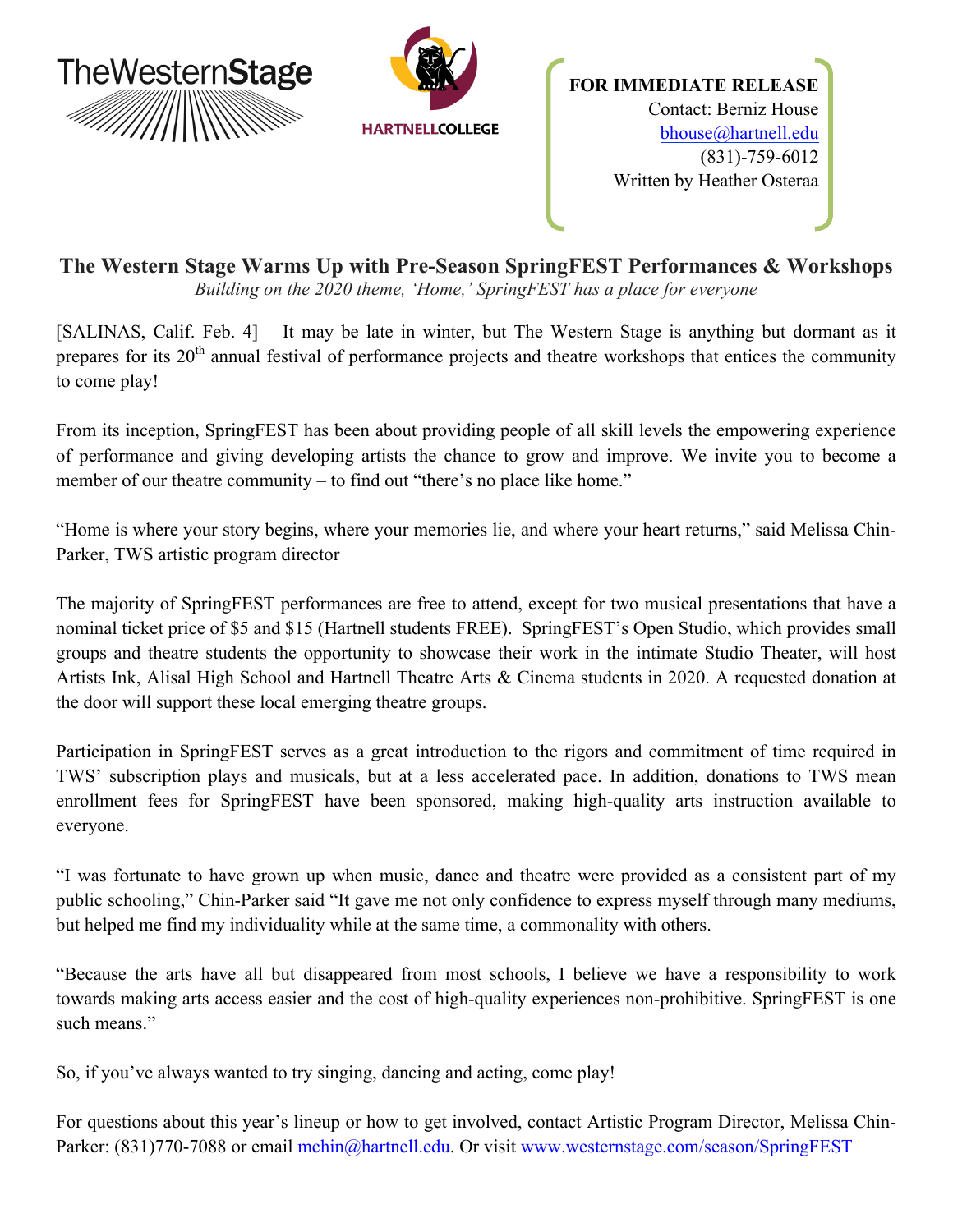TheWesternStage

HARTNELLCOLLEGE

**FOR IMMEDIATE RELEASE**
Contact: Berniz House
bhouse@hartnell.edu
(831)-759-6012
Written by Heather Osteraa

# The Western Stage Warms Up with Pre-Season SpringFEST Performances & Workshops

*Building on the 2020 theme, 'Home,' SpringFEST has a place for everyone*

[SALINAS, Calif. Feb. 4] – It may be late in winter, but The Western Stage is anything but dormant as it prepares for its 20th annual festival of performance projects and theatre workshops that entices the community to come play!

From its inception, SpringFEST has been about providing people of all skill levels the empowering experience of performance and giving developing artists the chance to grow and improve. We invite you to become a member of our theatre community – to find out "there's no place like home."

"Home is where your story begins, where your memories lie, and where your heart returns," said Melissa Chin-Parker, TWS artistic program director

The majority of SpringFEST performances are free to attend, except for two musical presentations that have a nominal ticket price of $5 and $15 (Hartnell students FREE). SpringFEST's Open Studio, which provides small groups and theatre students the opportunity to showcase their work in the intimate Studio Theater, will host Artists Ink, Alisal High School and Hartnell Theatre Arts & Cinema students in 2020. A requested donation at the door will support these local emerging theatre groups.

Participation in SpringFEST serves as a great introduction to the rigors and commitment of time required in TWS' subscription plays and musicals, but at a less accelerated pace. In addition, donations to TWS mean enrollment fees for SpringFEST have been sponsored, making high-quality arts instruction available to everyone.

"I was fortunate to have grown up when music, dance and theatre were provided as a consistent part of my public schooling," Chin-Parker said "It gave me not only confidence to express myself through many mediums, but helped me find my individuality while at the same time, a commonality with others.

"Because the arts have all but disappeared from most schools, I believe we have a responsibility to work towards making arts access easier and the cost of high-quality experiences non-prohibitive. SpringFEST is one such means."

So, if you've always wanted to try singing, dancing and acting, come play!

For questions about this year's lineup or how to get involved, contact Artistic Program Director, Melissa Chin-Parker: (831)770-7088 or email mchin@hartnell.edu. Or visit www.westernstage.com/season/SpringFEST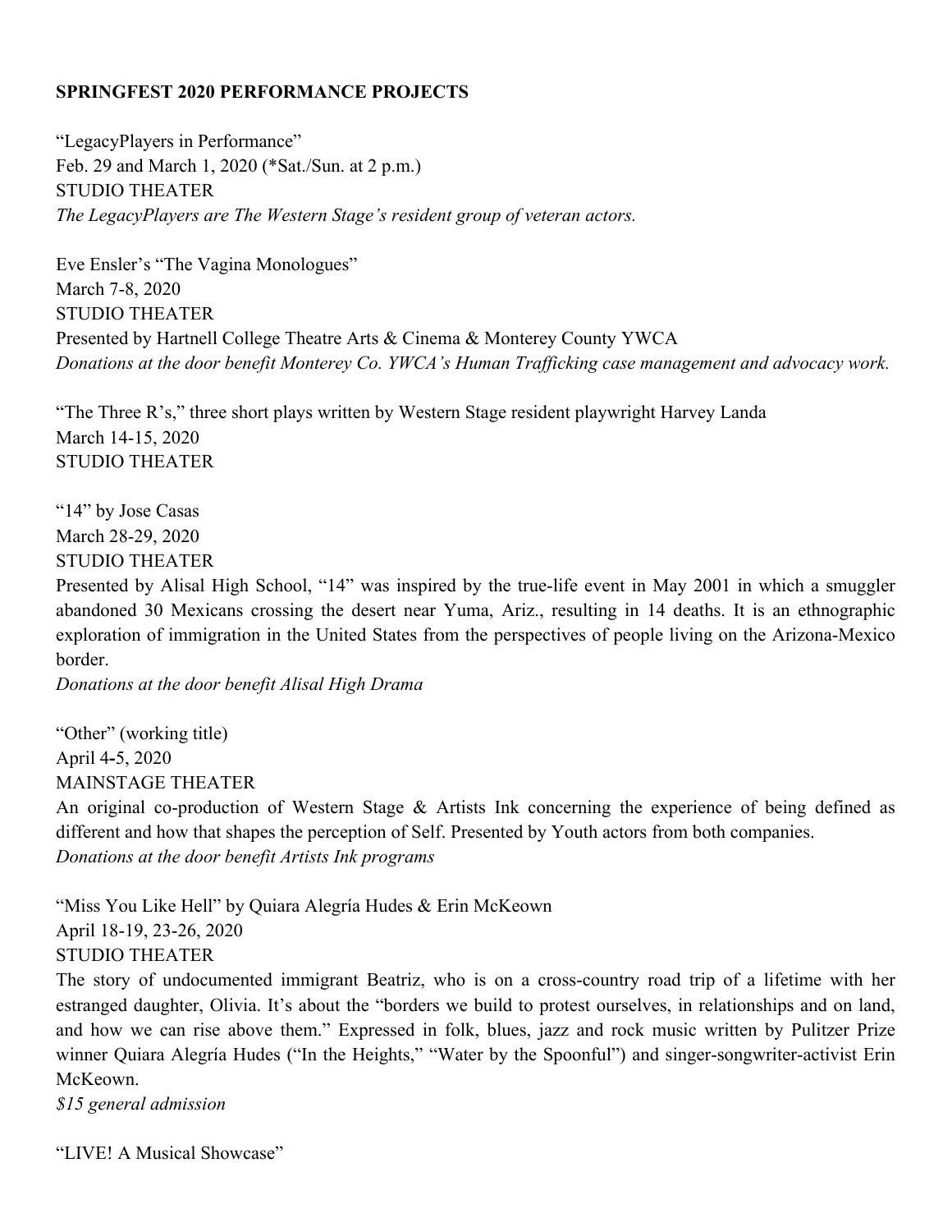**SPRINGFEST 2020 PERFORMANCE PROJECTS**

"LegacyPlayers in Performance"
Feb. 29 and March 1, 2020 (*Sat./Sun. at 2 p.m.)
STUDIO THEATER
*The LegacyPlayers are The Western Stage's resident group of veteran actors.*

Eve Ensler's "The Vagina Monologues"
March 7-8, 2020
STUDIO THEATER
Presented by Hartnell College Theatre Arts & Cinema & Monterey County YWCA
*Donations at the door benefit Monterey Co. YWCA's Human Trafficking case management and advocacy work.*

"The Three R's," three short plays written by Western Stage resident playwright Harvey Landa
March 14-15, 2020
STUDIO THEATER

"14" by Jose Casas
March 28-29, 2020
STUDIO THEATER
Presented by Alisal High School, "14" was inspired by the true-life event in May 2001 in which a smuggler abandoned 30 Mexicans crossing the desert near Yuma, Ariz., resulting in 14 deaths. It is an ethnographic exploration of immigration in the United States from the perspectives of people living on the Arizona-Mexico border.
*Donations at the door benefit Alisal High Drama*

"Other" (working title)
April 4-5, 2020
MAINSTAGE THEATER
An original co-production of Western Stage & Artists Ink concerning the experience of being defined as different and how that shapes the perception of Self. Presented by Youth actors from both companies.
*Donations at the door benefit Artists Ink programs*

"Miss You Like Hell" by Quiara Alegría Hudes & Erin McKeown
April 18-19, 23-26, 2020
STUDIO THEATER
The story of undocumented immigrant Beatriz, who is on a cross-country road trip of a lifetime with her estranged daughter, Olivia. It's about the "borders we build to protest ourselves, in relationships and on land, and how we can rise above them." Expressed in folk, blues, jazz and rock music written by Pulitzer Prize winner Quiara Alegría Hudes ("In the Heights," "Water by the Spoonful") and singer-songwriter-activist Erin McKeown.
*$15 general admission*

"LIVE! A Musical Showcase"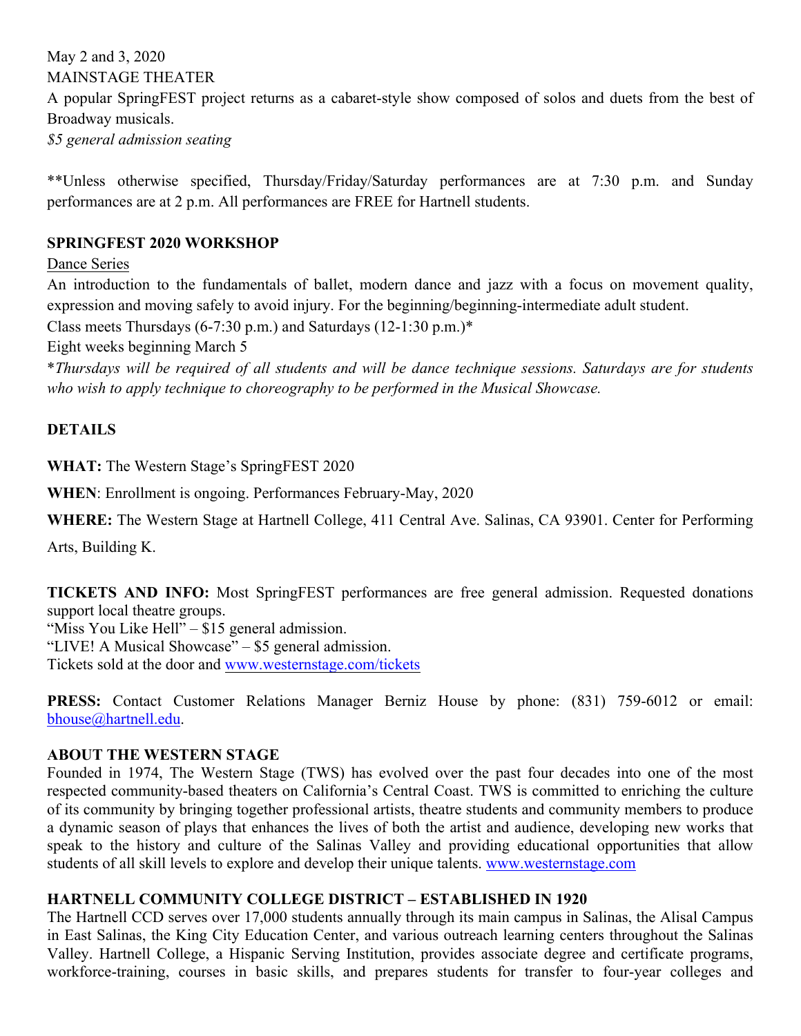May 2 and 3, 2020
MAINSTAGE THEATER
A popular SpringFEST project returns as a cabaret-style show composed of solos and duets from the best of Broadway musicals.
*$5 general admission seating*

**Unless otherwise specified, Thursday/Friday/Saturday performances are at 7:30 p.m. and Sunday performances are at 2 p.m. All performances are FREE for Hartnell students.

**SPRINGFEST 2020 WORKSHOP**

Dance Series
An introduction to the fundamentals of ballet, modern dance and jazz with a focus on movement quality, expression and moving safely to avoid injury. For the beginning/beginning-intermediate adult student.
Class meets Thursdays (6-7:30 p.m.) and Saturdays (12-1:30 p.m.)*
Eight weeks beginning March 5
**Thursdays will be required of all students and will be dance technique sessions. Saturdays are for students who wish to apply technique to choreography to be performed in the Musical Showcase.*

**DETAILS**

**WHAT:** The Western Stage's SpringFEST 2020

**WHEN**: Enrollment is ongoing. Performances February-May, 2020

**WHERE:** The Western Stage at Hartnell College, 411 Central Ave. Salinas, CA 93901. Center for Performing Arts, Building K.

**TICKETS AND INFO:** Most SpringFEST performances are free general admission. Requested donations support local theatre groups.
"Miss You Like Hell" – $15 general admission.
"LIVE! A Musical Showcase" – $5 general admission.
Tickets sold at the door and www.westernstage.com/tickets

**PRESS:** Contact Customer Relations Manager Berniz House by phone: (831) 759-6012 or email: bhouse@hartnell.edu.

**ABOUT THE WESTERN STAGE**
Founded in 1974, The Western Stage (TWS) has evolved over the past four decades into one of the most respected community-based theaters on California's Central Coast. TWS is committed to enriching the culture of its community by bringing together professional artists, theatre students and community members to produce a dynamic season of plays that enhances the lives of both the artist and audience, developing new works that speak to the history and culture of the Salinas Valley and providing educational opportunities that allow students of all skill levels to explore and develop their unique talents. www.westernstage.com

**HARTNELL COMMUNITY COLLEGE DISTRICT – ESTABLISHED IN 1920**
The Hartnell CCD serves over 17,000 students annually through its main campus in Salinas, the Alisal Campus in East Salinas, the King City Education Center, and various outreach learning centers throughout the Salinas Valley. Hartnell College, a Hispanic Serving Institution, provides associate degree and certificate programs, workforce-training, courses in basic skills, and prepares students for transfer to four-year colleges and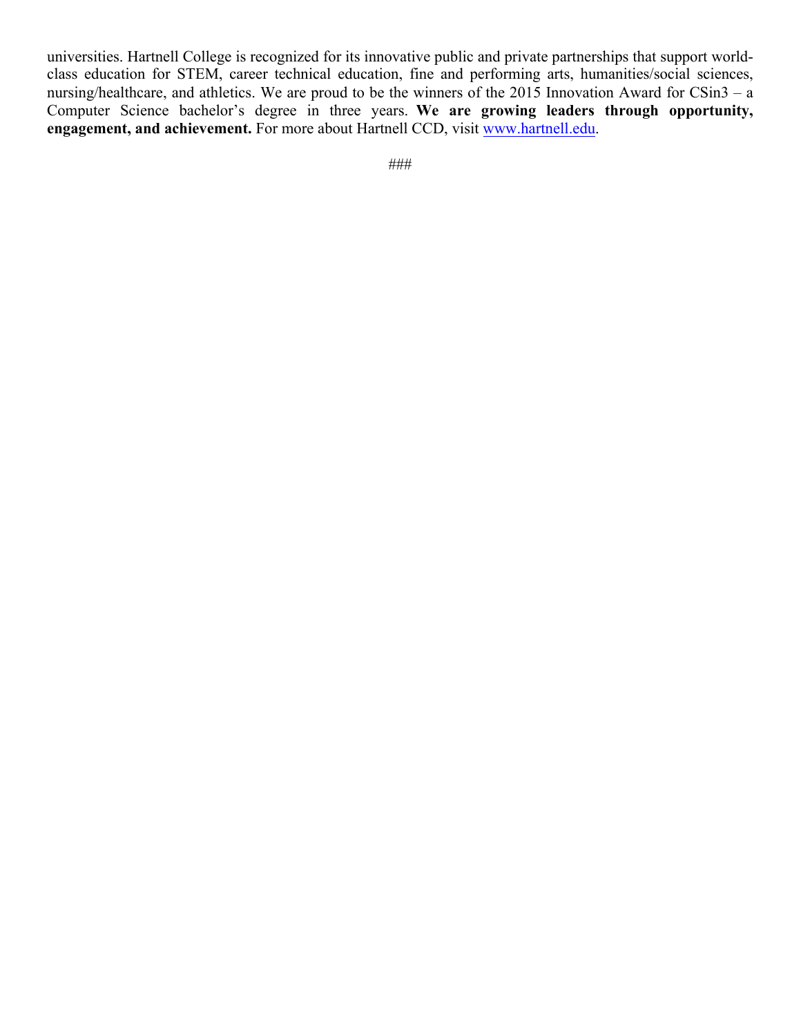universities. Hartnell College is recognized for its innovative public and private partnerships that support world-class education for STEM, career technical education, fine and performing arts, humanities/social sciences, nursing/healthcare, and athletics. We are proud to be the winners of the 2015 Innovation Award for CSin3 – a Computer Science bachelor's degree in three years. **We are growing leaders through opportunity, engagement, and achievement.** For more about Hartnell CCD, visit [www.hartnell.edu](http://www.hartnell.edu).

###